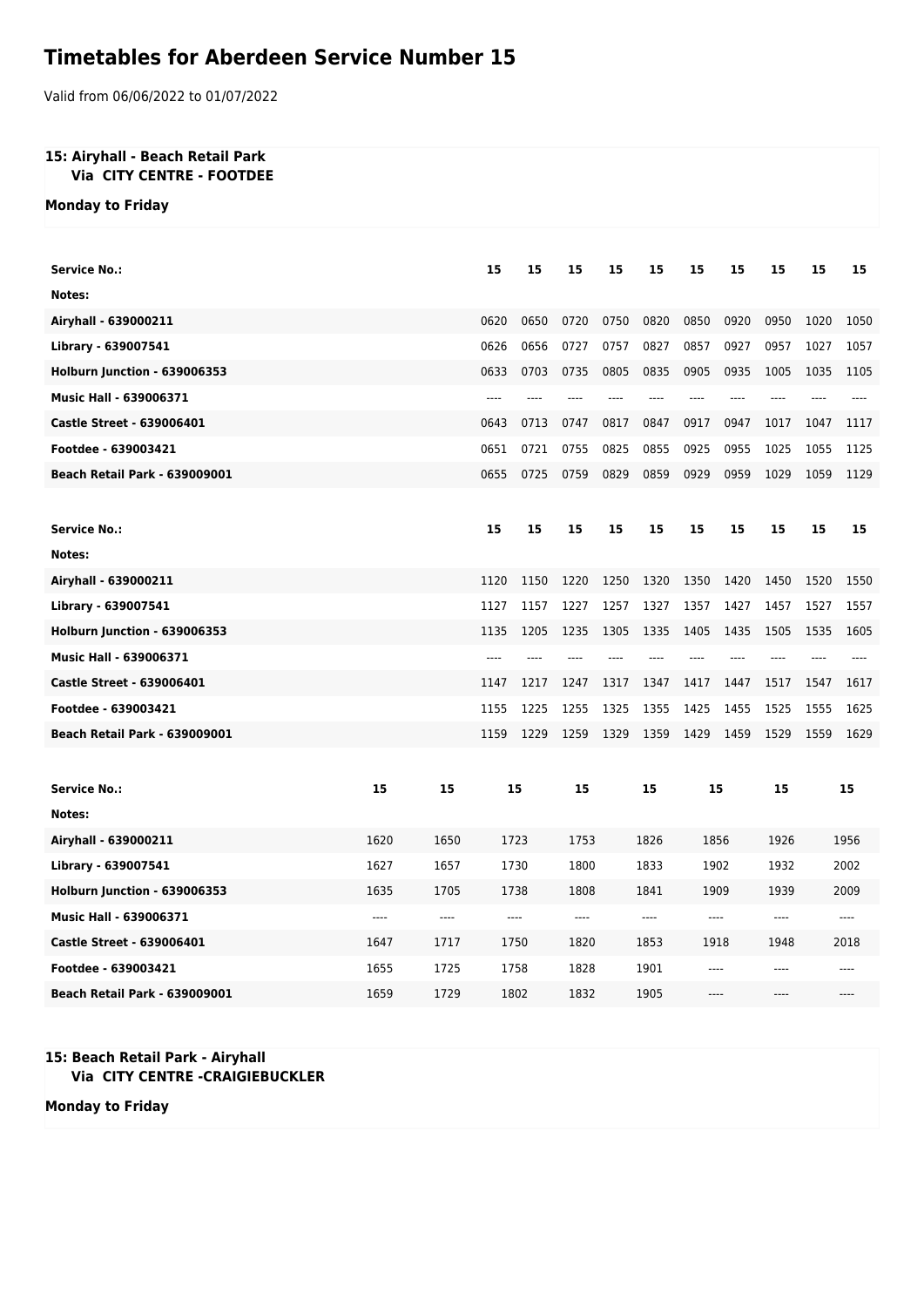# Timetables for Aberdeen Service Number 15

Valid from 06/06/2022 to 01/07/2022

### 15: Airyhall - Beach Retail Park
**Via CITY CENTRE - FOOTDEE**

**Monday to Friday**

| Service No.: | 15 | 15 | 15 | 15 | 15 | 15 | 15 | 15 | 15 | 15 |
|---|---|---|---|---|---|---|---|---|---|---|
| Notes: | | | | | | | | | | |
| Airyhall - 639000211 | 0620 | 0650 | 0720 | 0750 | 0820 | 0850 | 0920 | 0950 | 1020 | 1050 |
| Library - 639007541 | 0626 | 0656 | 0727 | 0757 | 0827 | 0857 | 0927 | 0957 | 1027 | 1057 |
| Holburn Junction - 639006353 | 0633 | 0703 | 0735 | 0805 | 0835 | 0905 | 0935 | 1005 | 1035 | 1105 |
| Music Hall - 639006371 | ---- | ---- | ---- | ---- | ---- | ---- | ---- | ---- | ---- | ---- |
| Castle Street - 639006401 | 0643 | 0713 | 0747 | 0817 | 0847 | 0917 | 0947 | 1017 | 1047 | 1117 |
| Footdee - 639003421 | 0651 | 0721 | 0755 | 0825 | 0855 | 0925 | 0955 | 1025 | 1055 | 1125 |
| Beach Retail Park - 639009001 | 0655 | 0725 | 0759 | 0829 | 0859 | 0929 | 0959 | 1029 | 1059 | 1129 |

| Service No.: | 15 | 15 | 15 | 15 | 15 | 15 | 15 | 15 | 15 | 15 |
|---|---|---|---|---|---|---|---|---|---|---|
| Notes: | | | | | | | | | | |
| Airyhall - 639000211 | 1120 | 1150 | 1220 | 1250 | 1320 | 1350 | 1420 | 1450 | 1520 | 1550 |
| Library - 639007541 | 1127 | 1157 | 1227 | 1257 | 1327 | 1357 | 1427 | 1457 | 1527 | 1557 |
| Holburn Junction - 639006353 | 1135 | 1205 | 1235 | 1305 | 1335 | 1405 | 1435 | 1505 | 1535 | 1605 |
| Music Hall - 639006371 | ---- | ---- | ---- | ---- | ---- | ---- | ---- | ---- | ---- | ---- |
| Castle Street - 639006401 | 1147 | 1217 | 1247 | 1317 | 1347 | 1417 | 1447 | 1517 | 1547 | 1617 |
| Footdee - 639003421 | 1155 | 1225 | 1255 | 1325 | 1355 | 1425 | 1455 | 1525 | 1555 | 1625 |
| Beach Retail Park - 639009001 | 1159 | 1229 | 1259 | 1329 | 1359 | 1429 | 1459 | 1529 | 1559 | 1629 |

| Service No.: | 15 | 15 | 15 | 15 | 15 | 15 | 15 | 15 |
|---|---|---|---|---|---|---|---|---|
| Notes: | | | | | | | | |
| Airyhall - 639000211 | 1620 | 1650 | 1723 | 1753 | 1826 | 1856 | 1926 | 1956 |
| Library - 639007541 | 1627 | 1657 | 1730 | 1800 | 1833 | 1902 | 1932 | 2002 |
| Holburn Junction - 639006353 | 1635 | 1705 | 1738 | 1808 | 1841 | 1909 | 1939 | 2009 |
| Music Hall - 639006371 | ---- | ---- | ---- | ---- | ---- | ---- | ---- | ---- |
| Castle Street - 639006401 | 1647 | 1717 | 1750 | 1820 | 1853 | 1918 | 1948 | 2018 |
| Footdee - 639003421 | 1655 | 1725 | 1758 | 1828 | 1901 | ---- | ---- | ---- |
| Beach Retail Park - 639009001 | 1659 | 1729 | 1802 | 1832 | 1905 | ---- | ---- | ---- |

### 15: Beach Retail Park - Airyhall
**Via CITY CENTRE -CRAIGIEBUCKLER**

**Monday to Friday**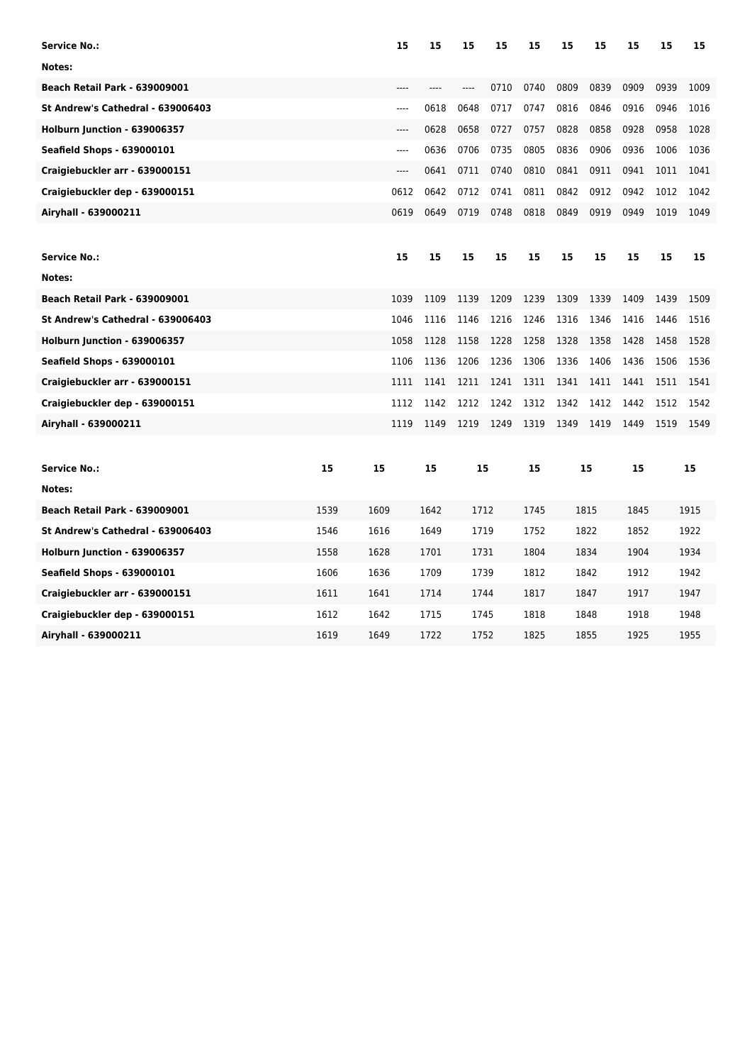| Service No.: | 15 | 15 | 15 | 15 | 15 | 15 | 15 | 15 | 15 | 15 |
|---|---|---|---|---|---|---|---|---|---|---|
| Notes: | | | | | | | | | | |
| Beach Retail Park - 639009001 | ---- | ---- | ---- | 0710 | 0740 | 0809 | 0839 | 0909 | 0939 | 1009 |
| St Andrew's Cathedral - 639006403 | ---- | 0618 | 0648 | 0717 | 0747 | 0816 | 0846 | 0916 | 0946 | 1016 |
| Holburn Junction - 639006357 | ---- | 0628 | 0658 | 0727 | 0757 | 0828 | 0858 | 0928 | 0958 | 1028 |
| Seafield Shops - 639000101 | ---- | 0636 | 0706 | 0735 | 0805 | 0836 | 0906 | 0936 | 1006 | 1036 |
| Craigiebuckler arr - 639000151 | ---- | 0641 | 0711 | 0740 | 0810 | 0841 | 0911 | 0941 | 1011 | 1041 |
| Craigiebuckler dep - 639000151 | 0612 | 0642 | 0712 | 0741 | 0811 | 0842 | 0912 | 0942 | 1012 | 1042 |
| Airyhall - 639000211 | 0619 | 0649 | 0719 | 0748 | 0818 | 0849 | 0919 | 0949 | 1019 | 1049 |

| Service No.: | 15 | 15 | 15 | 15 | 15 | 15 | 15 | 15 | 15 | 15 |
|---|---|---|---|---|---|---|---|---|---|---|
| Notes: | | | | | | | | | | |
| Beach Retail Park - 639009001 | 1039 | 1109 | 1139 | 1209 | 1239 | 1309 | 1339 | 1409 | 1439 | 1509 |
| St Andrew's Cathedral - 639006403 | 1046 | 1116 | 1146 | 1216 | 1246 | 1316 | 1346 | 1416 | 1446 | 1516 |
| Holburn Junction - 639006357 | 1058 | 1128 | 1158 | 1228 | 1258 | 1328 | 1358 | 1428 | 1458 | 1528 |
| Seafield Shops - 639000101 | 1106 | 1136 | 1206 | 1236 | 1306 | 1336 | 1406 | 1436 | 1506 | 1536 |
| Craigiebuckler arr - 639000151 | 1111 | 1141 | 1211 | 1241 | 1311 | 1341 | 1411 | 1441 | 1511 | 1541 |
| Craigiebuckler dep - 639000151 | 1112 | 1142 | 1212 | 1242 | 1312 | 1342 | 1412 | 1442 | 1512 | 1542 |
| Airyhall - 639000211 | 1119 | 1149 | 1219 | 1249 | 1319 | 1349 | 1419 | 1449 | 1519 | 1549 |

| Service No.: | 15 | 15 | 15 | 15 | 15 | 15 | 15 | 15 |
|---|---|---|---|---|---|---|---|---|
| Notes: | | | | | | | | |
| Beach Retail Park - 639009001 | 1539 | 1609 | 1642 | 1712 | 1745 | 1815 | 1845 | 1915 |
| St Andrew's Cathedral - 639006403 | 1546 | 1616 | 1649 | 1719 | 1752 | 1822 | 1852 | 1922 |
| Holburn Junction - 639006357 | 1558 | 1628 | 1701 | 1731 | 1804 | 1834 | 1904 | 1934 |
| Seafield Shops - 639000101 | 1606 | 1636 | 1709 | 1739 | 1812 | 1842 | 1912 | 1942 |
| Craigiebuckler arr - 639000151 | 1611 | 1641 | 1714 | 1744 | 1817 | 1847 | 1917 | 1947 |
| Craigiebuckler dep - 639000151 | 1612 | 1642 | 1715 | 1745 | 1818 | 1848 | 1918 | 1948 |
| Airyhall - 639000211 | 1619 | 1649 | 1722 | 1752 | 1825 | 1855 | 1925 | 1955 |